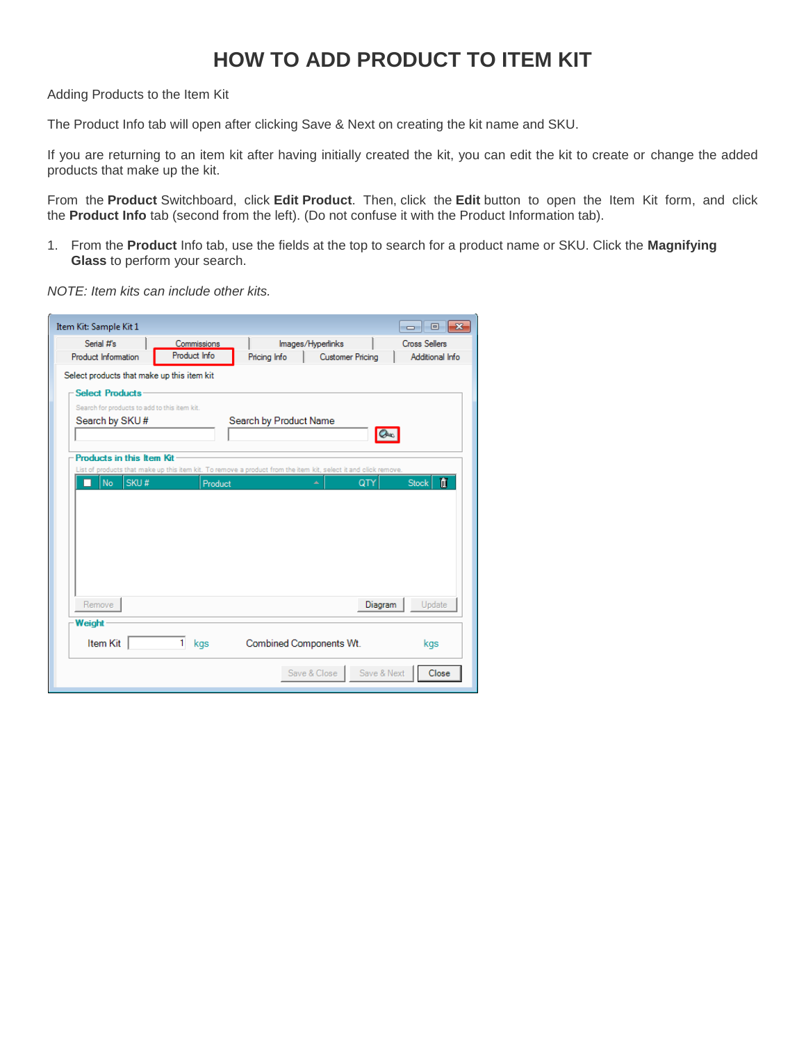# HOW TO ADD PRODUCT TO ITEM KIT

Adding Products to the Item Kit

The Product Info tab will open after clicking Save & Next on creating the kit name and SKU.

If you are returning to an item kit after having initially created the kit, you can edit the kit to create or change the added products that make up the kit.

From the **Product** Switchboard, click **Edit Product**. Then, click the **Edit** button to open the Item Kit form, and click the **Product Info** tab (second from the left). (Do not confuse it with the Product Information tab).

1. From the **Product** Info tab, use the fields at the top to search for a product name or SKU. Click the **Magnifying Glass** to perform your search.

*NOTE: Item kits can include other kits.*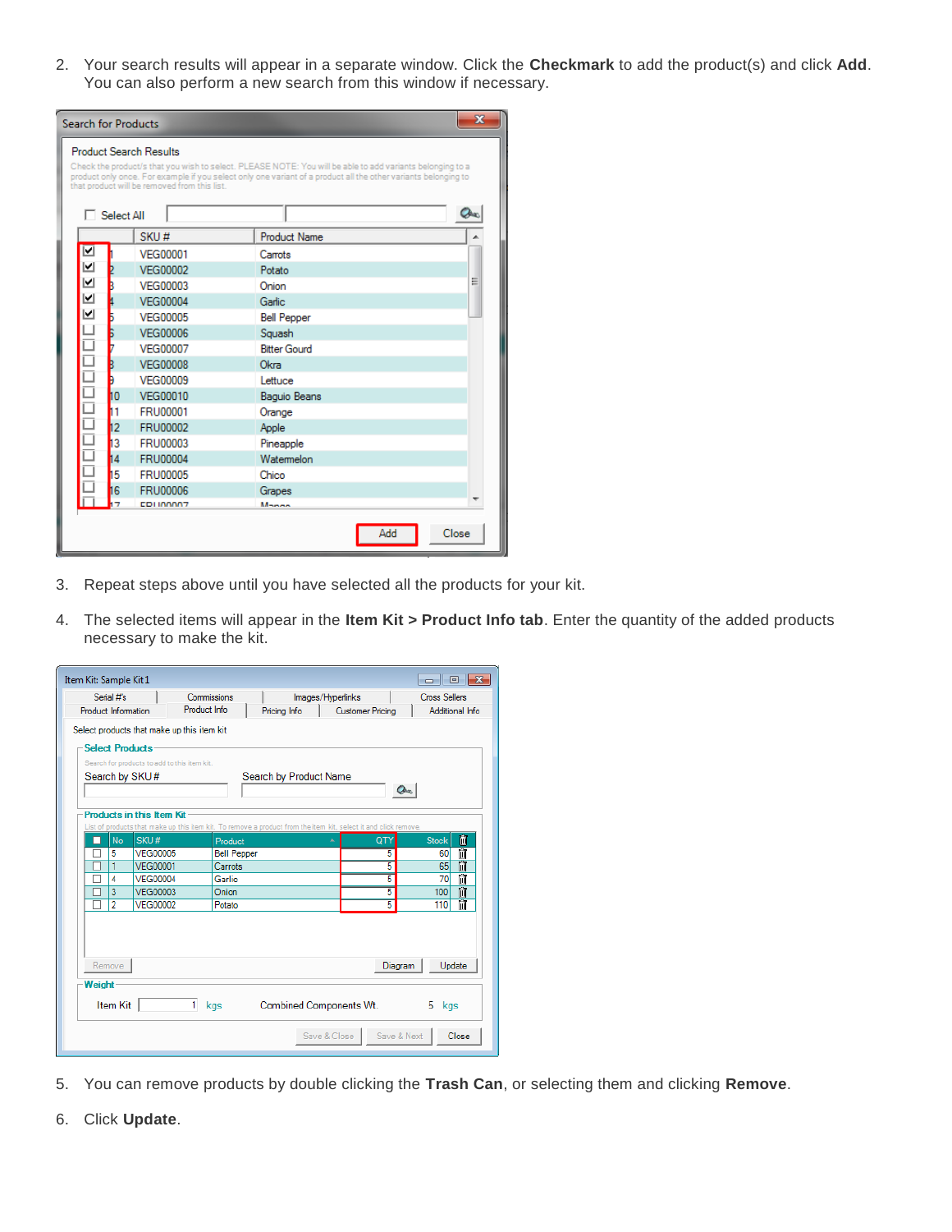2. Your search results will appear in a separate window. Click the **Checkmark** to add the product(s) and click **Add**. You can also perform a new search from this window if necessary.

3. Repeat steps above until you have selected all the products for your kit.

4. The selected items will appear in the **Item Kit > Product Info tab**. Enter the quantity of the added products necessary to make the kit.

5. You can remove products by double clicking the **Trash Can**, or selecting them and clicking **Remove**.

6. Click **Update**.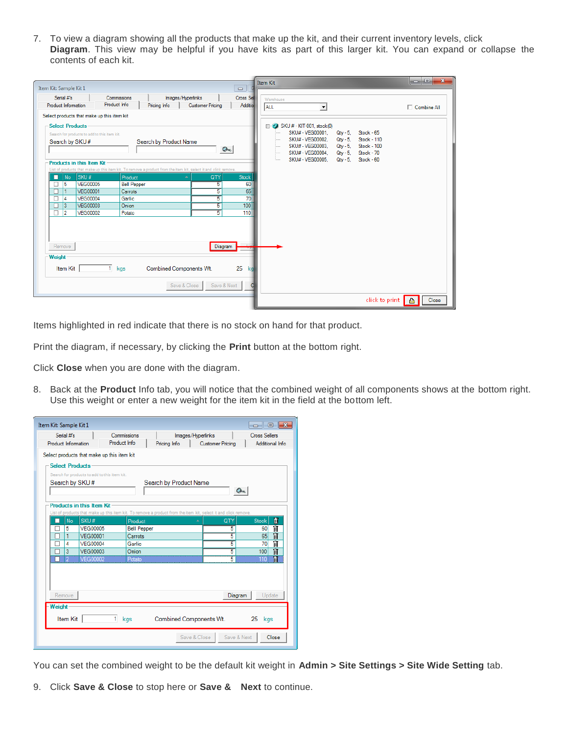7. To view a diagram showing all the products that make up the kit, and their current inventory levels, click **Diagram**. This view may be helpful if you have kits as part of this larger kit. You can expand or collapse the contents of each kit.

Items highlighted in red indicate that there is no stock on hand for that product.

Print the diagram, if necessary, by clicking the **Print** button at the bottom right.

Click **Close** when you are done with the diagram.

8. Back at the **Product** Info tab, you will notice that the combined weight of all components shows at the bottom right. Use this weight or enter a new weight for the item kit in the field at the bottom left.

You can set the combined weight to be the default kit weight in **Admin > Site Settings > Site Wide Setting** tab.

9. Click **Save & Close** to stop here or **Save & Next** to continue.